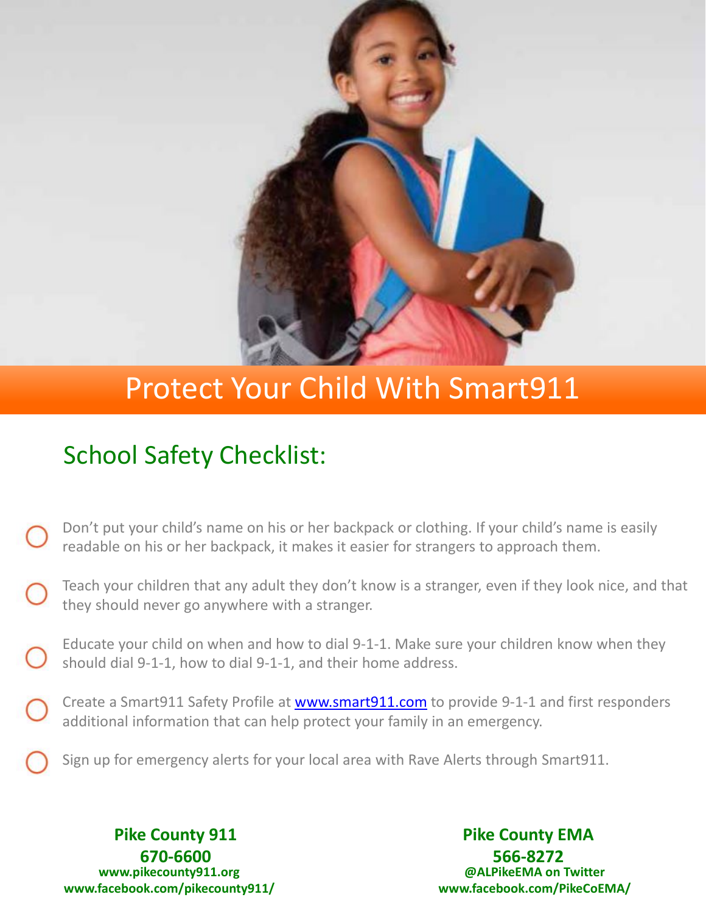# Protect Your Child With Smart911

## School Safety Checklist:

- Don't put your child's name on his or her backpack or clothing. If your child's name is easily readable on his or her backpack, it makes it easier for strangers to approach them.
- Teach your children that any adult they don't know is a stranger, even if they look nice, and that they should never go anywhere with a stranger.
- Educate your child on when and how to dial 9-1-1. Make sure your children know when they should dial 9-1-1, how to dial 9-1-1, and their home address.
- Create a Smart911 Safety Profile at [www.smart911.com](http://www.smart911.com) to provide 9-1-1 and first responders additional information that can help protect your family in an emergency.
- Sign up for emergency alerts for your local area with Rave Alerts through Smart911.

**Pike County 911**
**670-6600**
**www.pikecounty911.org**
**www.facebook.com/pikecounty911/**

**Pike County EMA**
**566-8272**
**@ALPikeEMA on Twitter**
**www.facebook.com/PikeCoEMA/**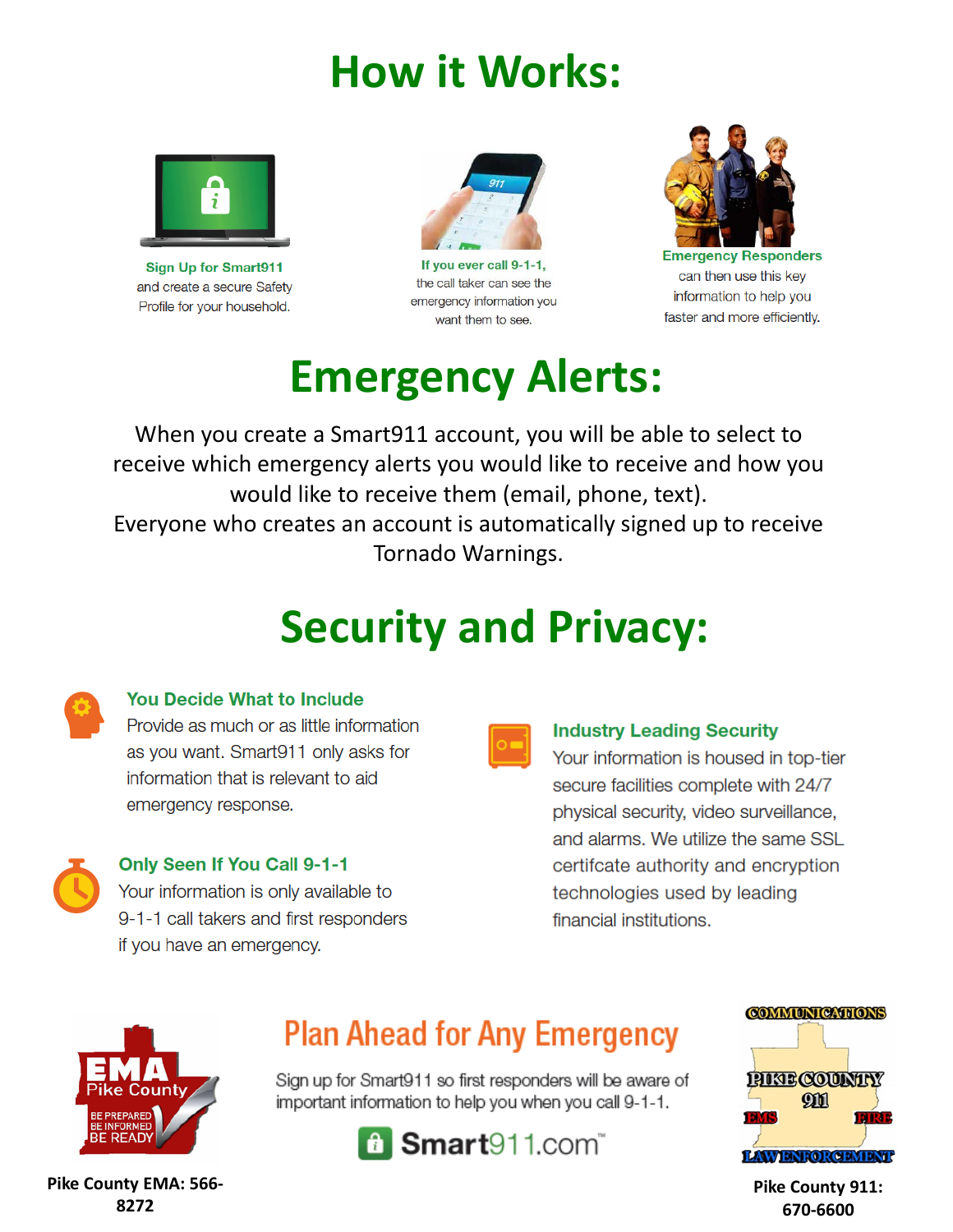# How it Works:

**Sign Up for Smart911**
and create a secure Safety Profile for your household.

**If you ever call 9-1-1,**
the call taker can see the emergency information you want them to see.

**Emergency Responders**
can then use this key information to help you faster and more efficiently.

# Emergency Alerts:

When you create a Smart911 account, you will be able to select to receive which emergency alerts you would like to receive and how you would like to receive them (email, phone, text).
Everyone who creates an account is automatically signed up to receive Tornado Warnings.

# Security and Privacy:

### You Decide What to Include

Provide as much or as little information as you want. Smart911 only asks for information that is relevant to aid emergency response.

### Only Seen If You Call 9-1-1

Your information is only available to 9-1-1 call takers and first responders if you have an emergency.

### Industry Leading Security

Your information is housed in top-tier secure facilities complete with 24/7 physical security, video surveillance, and alarms. We utilize the same SSL certifcate authority and encryption technologies used by leading financial institutions.

EMA Pike County
BE PREPARED
BE INFORMED
BE READY

**Pike County EMA: 566-8272**

## Plan Ahead for Any Emergency

Sign up for Smart911 so first responders will be aware of important information to help you when you call 9-1-1.

Smart911.com™

COMMUNICATIONS
PIKE COUNTY 911
EMS FIRE
LAW ENFORCEMENT

**Pike County 911: 670-6600**